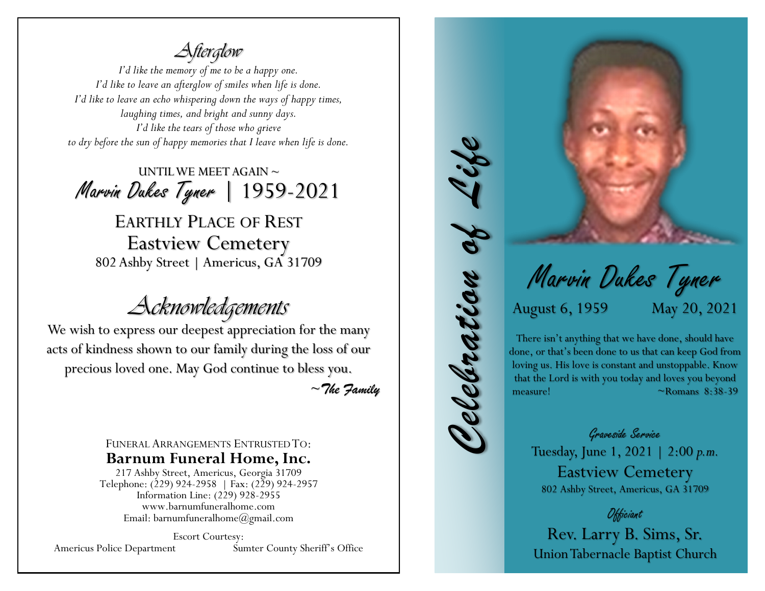## Afterglow

*I'd like the memory of me to be a happy one.*
*I'd like to leave an afterglow of smiles when life is done.*
*I'd like to leave an echo whispering down the ways of happy times,*
*laughing times, and bright and sunny days.*
*I'd like the tears of those who grieve*
*to dry before the sun of happy memories that I leave when life is done.*

UNTIL WE MEET AGAIN ~
Marvin Dukes Tyner | 1959-2021

EARTHLY PLACE OF REST
Eastview Cemetery
802 Ashby Street | Americus, GA 31709

## Acknowledgements

We wish to express our deepest appreciation for the many acts of kindness shown to our family during the loss of our precious loved one. May God continue to bless you.

*~The Family*

FUNERAL ARRANGEMENTS ENTRUSTED TO:
**Barnum Funeral Home, Inc.**
217 Ashby Street, Americus, Georgia 31709
Telephone: (229) 924-2958 | Fax: (229) 924-2957
Information Line: (229) 928-2955
www.barnumfuneralhome.com
Email: barnumfuneralhome@gmail.com

Escort Courtesy:
Americus Police Department    Sumter County Sheriff's Office

# Celebration of Life

## Marvin Dukes Tyner

August 6, 1959    May 20, 2021

There isn't anything that we have done, should have done, or that's been done to us that can keep God from loving us. His love is constant and unstoppable. Know that the Lord is with you today and loves you beyond measure! ~Romans 8:38-39

### Graveside Service

Tuesday, June 1, 2021 | 2:00 *p.m.*
Eastview Cemetery
802 Ashby Street, Americus, GA 31709

### Officiant

Rev. Larry B. Sims, Sr.
Union Tabernacle Baptist Church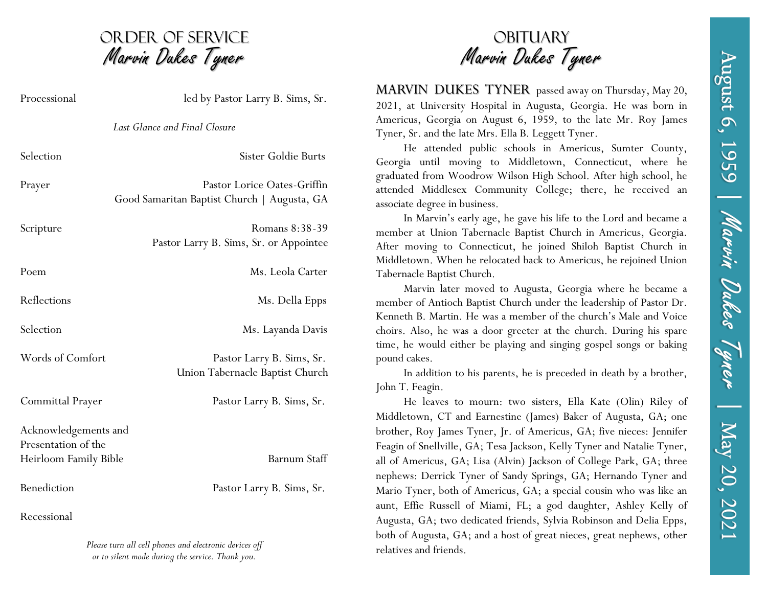# ORDER OF SERVICE
## Marvin Dukes Tyner

| | |
|---|---|
| Processional | led by Pastor Larry B. Sims, Sr. |

*Last Glance and Final Closure*

| | |
|---|---|
| Selection | Sister Goldie Burts |
| Prayer | Pastor Lorice Oates-Griffin<br>Good Samaritan Baptist Church \| Augusta, GA |
| Scripture | Romans 8:38-39<br>Pastor Larry B. Sims, Sr. or Appointee |
| Poem | Ms. Leola Carter |
| Reflections | Ms. Della Epps |
| Selection | Ms. Layanda Davis |
| Words of Comfort | Pastor Larry B. Sims, Sr.<br>Union Tabernacle Baptist Church |
| Committal Prayer | Pastor Larry B. Sims, Sr. |
| Acknowledgements and Presentation of the Heirloom Family Bible | Barnum Staff |
| Benediction | Pastor Larry B. Sims, Sr. |
| Recessional | |

*Please turn all cell phones and electronic devices off or to silent mode during the service. Thank you.*

# OBITUARY
## Marvin Dukes Tyner

**MARVIN DUKES TYNER** passed away on Thursday, May 20, 2021, at University Hospital in Augusta, Georgia. He was born in Americus, Georgia on August 6, 1959, to the late Mr. Roy James Tyner, Sr. and the late Mrs. Ella B. Leggett Tyner.

He attended public schools in Americus, Sumter County, Georgia until moving to Middletown, Connecticut, where he graduated from Woodrow Wilson High School. After high school, he attended Middlesex Community College; there, he received an associate degree in business.

In Marvin's early age, he gave his life to the Lord and became a member at Union Tabernacle Baptist Church in Americus, Georgia. After moving to Connecticut, he joined Shiloh Baptist Church in Middletown. When he relocated back to Americus, he rejoined Union Tabernacle Baptist Church.

Marvin later moved to Augusta, Georgia where he became a member of Antioch Baptist Church under the leadership of Pastor Dr. Kenneth B. Martin. He was a member of the church's Male and Voice choirs. Also, he was a door greeter at the church. During his spare time, he would either be playing and singing gospel songs or baking pound cakes.

In addition to his parents, he is preceded in death by a brother, John T. Feagin.

He leaves to mourn: two sisters, Ella Kate (Olin) Riley of Middletown, CT and Earnestine (James) Baker of Augusta, GA; one brother, Roy James Tyner, Jr. of Americus, GA; five nieces: Jennifer Feagin of Snellville, GA; Tesa Jackson, Kelly Tyner and Natalie Tyner, all of Americus, GA; Lisa (Alvin) Jackson of College Park, GA; three nephews: Derrick Tyner of Sandy Springs, GA; Hernando Tyner and Mario Tyner, both of Americus, GA; a special cousin who was like an aunt, Effie Russell of Miami, FL; a god daughter, Ashley Kelly of Augusta, GA; two dedicated friends, Sylvia Robinson and Delia Epps, both of Augusta, GA; and a host of great nieces, great nephews, other relatives and friends.

August 6, 1959 | Marvin Dukes Tyner | May 20, 2021